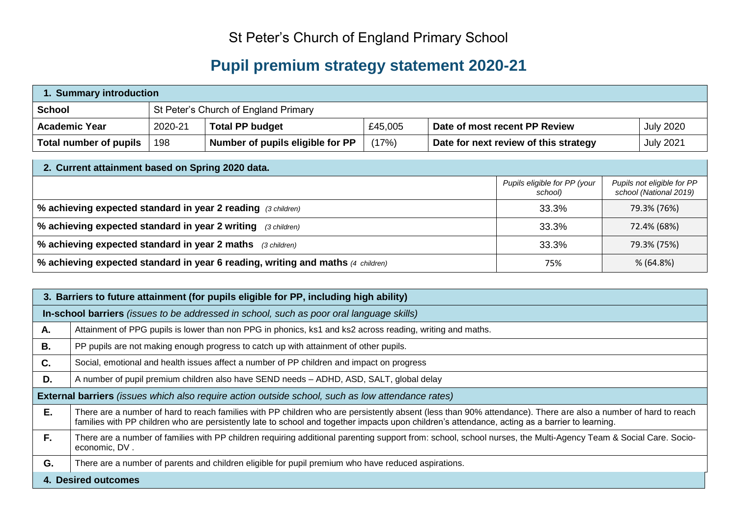# St Peter's Church of England Primary School

## Pupil premium strategy statement 2020-21

| **1. Summary introduction** | | | | | |
|---|---|---|---|---|---|
| **School** | St Peter's Church of England Primary | | | | |
| **Academic Year** | 2020-21 | **Total PP budget** | £45,005 | **Date of most recent PP Review** | July 2020 |
| **Total number of pupils** | 198 | **Number of pupils eligible for PP** | (17%) | **Date for next review of this strategy** | July 2021 |

| **2. Current attainment based on Spring 2020 data.** | | |
|---|---|---|
| | *Pupils eligible for PP (your school)* | *Pupils not eligible for PP school (National 2019)* |
| **% achieving expected standard in year 2 reading** *(3 children)* | 33.3% | 79.3% (76%) |
| **% achieving expected standard in year 2 writing** *(3 children)* | 33.3% | 72.4% (68%) |
| **% achieving expected standard in year 2 maths** *(3 children)* | 33.3% | 79.3% (75%) |
| **% achieving expected standard in year 6 reading, writing and maths** *(4 children)* | 75% | % (64.8%) |

| **3. Barriers to future attainment (for pupils eligible for PP, including high ability)** | |
|---|---|
| **In-school barriers** *(issues to be addressed in school, such as poor oral language skills)* | |
| **A.** | Attainment of PPG pupils is lower than non PPG in phonics, ks1 and ks2 across reading, writing and maths. |
| **B.** | PP pupils are not making enough progress to catch up with attainment of other pupils. |
| **C.** | Social, emotional and health issues affect a number of PP children and impact on progress |
| **D.** | A number of pupil premium children also have SEND needs – ADHD, ASD, SALT, global delay |
| **External barriers** *(issues which also require action outside school, such as low attendance rates)* | |
| **E.** | There are a number of hard to reach families with PP children who are persistently absent (less than 90% attendance). There are also a number of hard to reach families with PP children who are persistently late to school and together impacts upon children's attendance, acting as a barrier to learning. |
| **F.** | There are a number of families with PP children requiring additional parenting support from: school, school nurses, the Multi-Agency Team & Social Care. Socio-economic, DV . |
| **G.** | There are a number of parents and children eligible for pupil premium who have reduced aspirations. |

**4. Desired outcomes**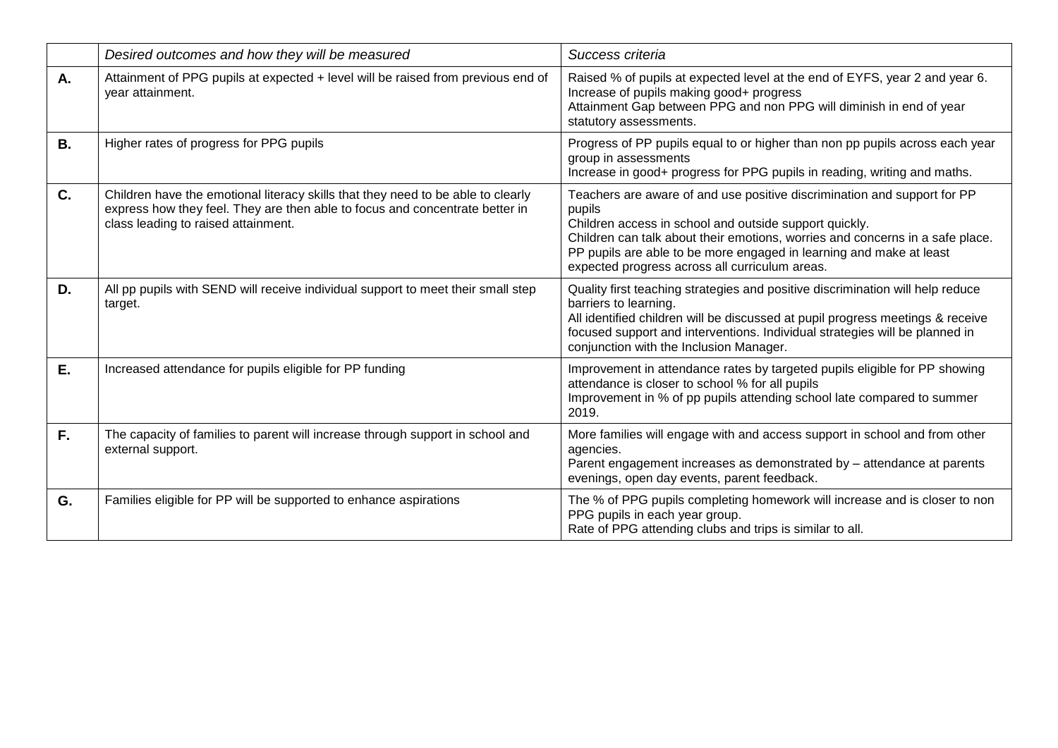| | *Desired outcomes and how they will be measured* | *Success criteria* |
|---|---|---|
| **A.** | Attainment of PPG pupils at expected + level will be raised from previous end of year attainment. | Raised % of pupils at expected level at the end of EYFS, year 2 and year 6.<br>Increase of pupils making good+ progress<br>Attainment Gap between PPG and non PPG will diminish in end of year statutory assessments. |
| **B.** | Higher rates of progress for PPG pupils | Progress of PP pupils equal to or higher than non pp pupils across each year group in assessments<br>Increase in good+ progress for PPG pupils in reading, writing and maths. |
| **C.** | Children have the emotional literacy skills that they need to be able to clearly express how they feel. They are then able to focus and concentrate better in class leading to raised attainment. | Teachers are aware of and use positive discrimination and support for PP pupils<br>Children access in school and outside support quickly.<br>Children can talk about their emotions, worries and concerns in a safe place.<br>PP pupils are able to be more engaged in learning and make at least expected progress across all curriculum areas. |
| **D.** | All pp pupils with SEND will receive individual support to meet their small step target. | Quality first teaching strategies and positive discrimination will help reduce barriers to learning.<br>All identified children will be discussed at pupil progress meetings & receive focused support and interventions. Individual strategies will be planned in conjunction with the Inclusion Manager. |
| **E.** | Increased attendance for pupils eligible for PP funding | Improvement in attendance rates by targeted pupils eligible for PP showing attendance is closer to school % for all pupils<br>Improvement in % of pp pupils attending school late compared to summer 2019. |
| **F.** | The capacity of families to parent will increase through support in school and external support. | More families will engage with and access support in school and from other agencies.<br>Parent engagement increases as demonstrated by – attendance at parents evenings, open day events, parent feedback. |
| **G.** | Families eligible for PP will be supported to enhance aspirations | The % of PPG pupils completing homework will increase and is closer to non PPG pupils in each year group.<br>Rate of PPG attending clubs and trips is similar to all. |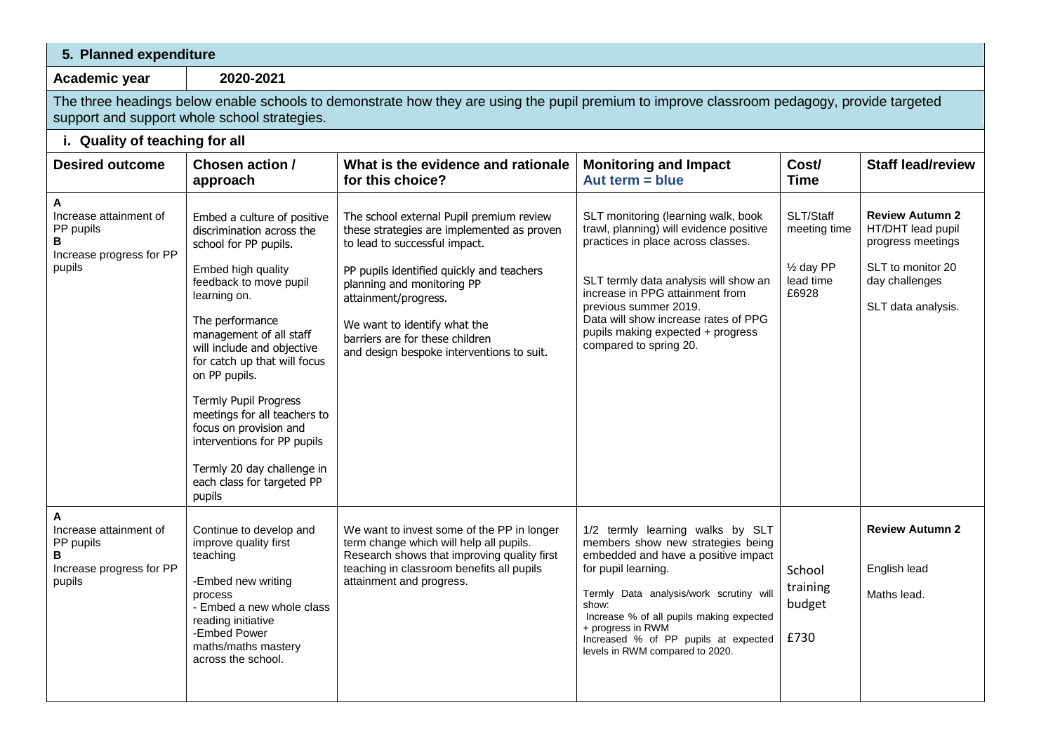## 5. Planned expenditure

| Academic year | 2020-2021 |
|---|---|

The three headings below enable schools to demonstrate how they are using the pupil premium to improve classroom pedagogy, provide targeted support and support whole school strategies.

### i. Quality of teaching for all

| Desired outcome | Chosen action / approach | What is the evidence and rationale for this choice? | Monitoring and Impact Aut term = blue | Cost/ Time | Staff lead/review |
|---|---|---|---|---|---|
| **A** Increase attainment of PP pupils **B** Increase progress for PP pupils | Embed a culture of positive discrimination across the school for PP pupils. Embed high quality feedback to move pupil learning on. The performance management of all staff will include and objective for catch up that will focus on PP pupils. Termly Pupil Progress meetings for all teachers to focus on provision and interventions for PP pupils Termly 20 day challenge in each class for targeted PP pupils | The school external Pupil premium review these strategies are implemented as proven to lead to successful impact. PP pupils identified quickly and teachers planning and monitoring PP attainment/progress. We want to identify what the barriers are for these children and design bespoke interventions to suit. | SLT monitoring (learning walk, book trawl, planning) will evidence positive practices in place across classes. SLT termly data analysis will show an increase in PPG attainment from previous summer 2019. Data will show increase rates of PPG pupils making expected + progress compared to spring 20. | SLT/Staff meeting time ½ day PP lead time £6928 | **Review Autumn 2** HT/DHT lead pupil progress meetings SLT to monitor 20 day challenges SLT data analysis. |
| **A** Increase attainment of PP pupils **B** Increase progress for PP pupils | Continue to develop and improve quality first teaching -Embed new writing process - Embed a new whole class reading initiative -Embed Power maths/maths mastery across the school. | We want to invest some of the PP in longer term change which will help all pupils. Research shows that improving quality first teaching in classroom benefits all pupils attainment and progress. | 1/2 termly learning walks by SLT members show new strategies being embedded and have a positive impact for pupil learning. Termly Data analysis/work scrutiny will show: Increase % of all pupils making expected + progress in RWM Increased % of PP pupils at expected levels in RWM compared to 2020. | School training budget £730 | **Review Autumn 2** English lead Maths lead. |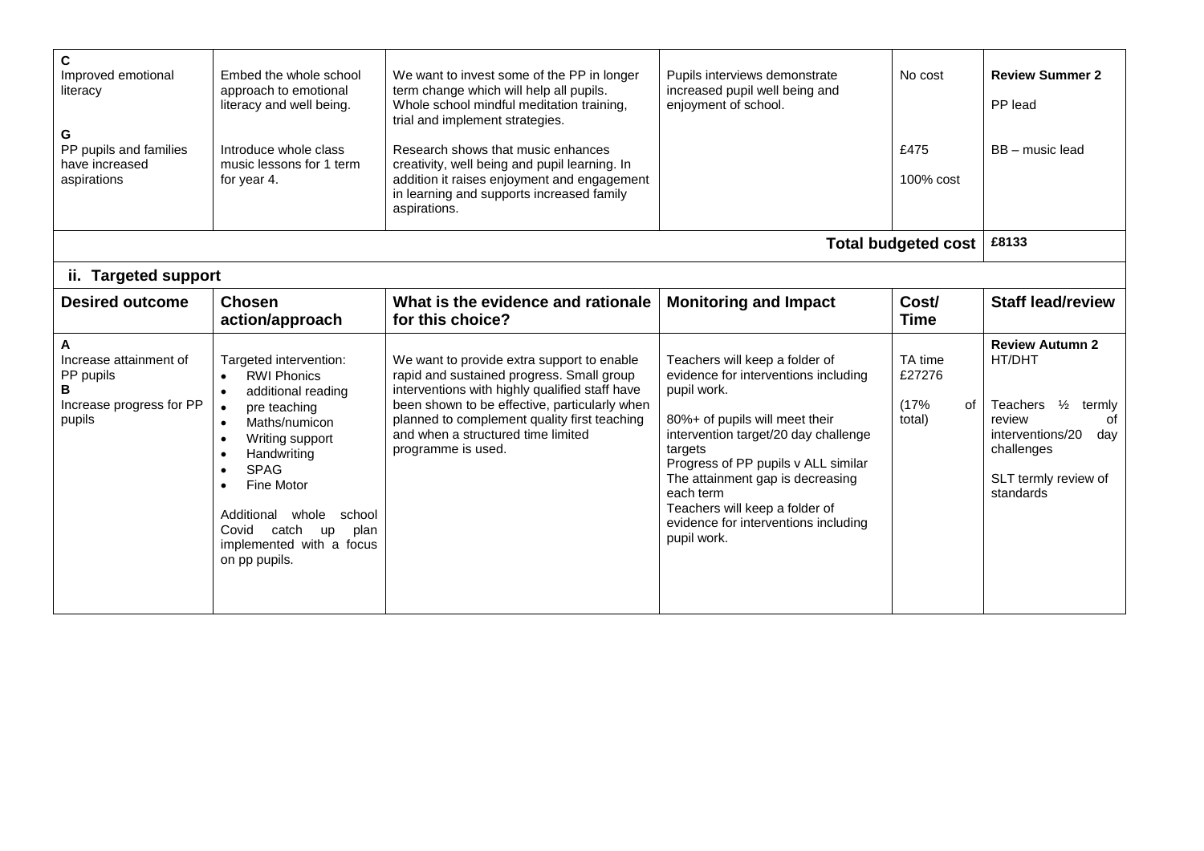| | | | | | |
|---|---|---|---|---|---|
| **C**<br>Improved emotional literacy<br><br>**G**<br>PP pupils and families have increased aspirations | Embed the whole school approach to emotional literacy and well being.<br><br>Introduce whole class music lessons for 1 term for year 4. | We want to invest some of the PP in longer term change which will help all pupils. Whole school mindful meditation training, trial and implement strategies.<br><br>Research shows that music enhances creativity, well being and pupil learning. In addition it raises enjoyment and engagement in learning and supports increased family aspirations. | Pupils interviews demonstrate increased pupil well being and enjoyment of school. | No cost<br><br>£475<br><br>100% cost | **Review Summer 2**<br><br>PP lead<br><br>BB – music lead |
| | | | | **Total budgeted cost** | **£8133** |

## ii. Targeted support

| Desired outcome | Chosen action/approach | What is the evidence and rationale for this choice? | Monitoring and Impact | Cost/ Time | Staff lead/review |
|---|---|---|---|---|---|
| **A**<br>Increase attainment of PP pupils<br>**B**<br>Increase progress for PP pupils | Targeted intervention:<br>• RWI Phonics<br>• additional reading<br>• pre teaching<br>• Maths/numicon<br>• Writing support<br>• Handwriting<br>• SPAG<br>• Fine Motor<br><br>Additional whole school Covid catch up plan implemented with a focus on pp pupils. | We want to provide extra support to enable rapid and sustained progress. Small group interventions with highly qualified staff have been shown to be effective, particularly when planned to complement quality first teaching and when a structured time limited programme is used. | Teachers will keep a folder of evidence for interventions including pupil work.<br><br>80%+ of pupils will meet their intervention target/20 day challenge targets<br>Progress of PP pupils v ALL similar<br>The attainment gap is decreasing each term<br>Teachers will keep a folder of evidence for interventions including pupil work. | TA time<br>£27276<br><br>(17% of total) | **Review Autumn 2**<br>HT/DHT<br><br>Teachers ½ termly review of interventions/20 day challenges<br><br>SLT termly review of standards |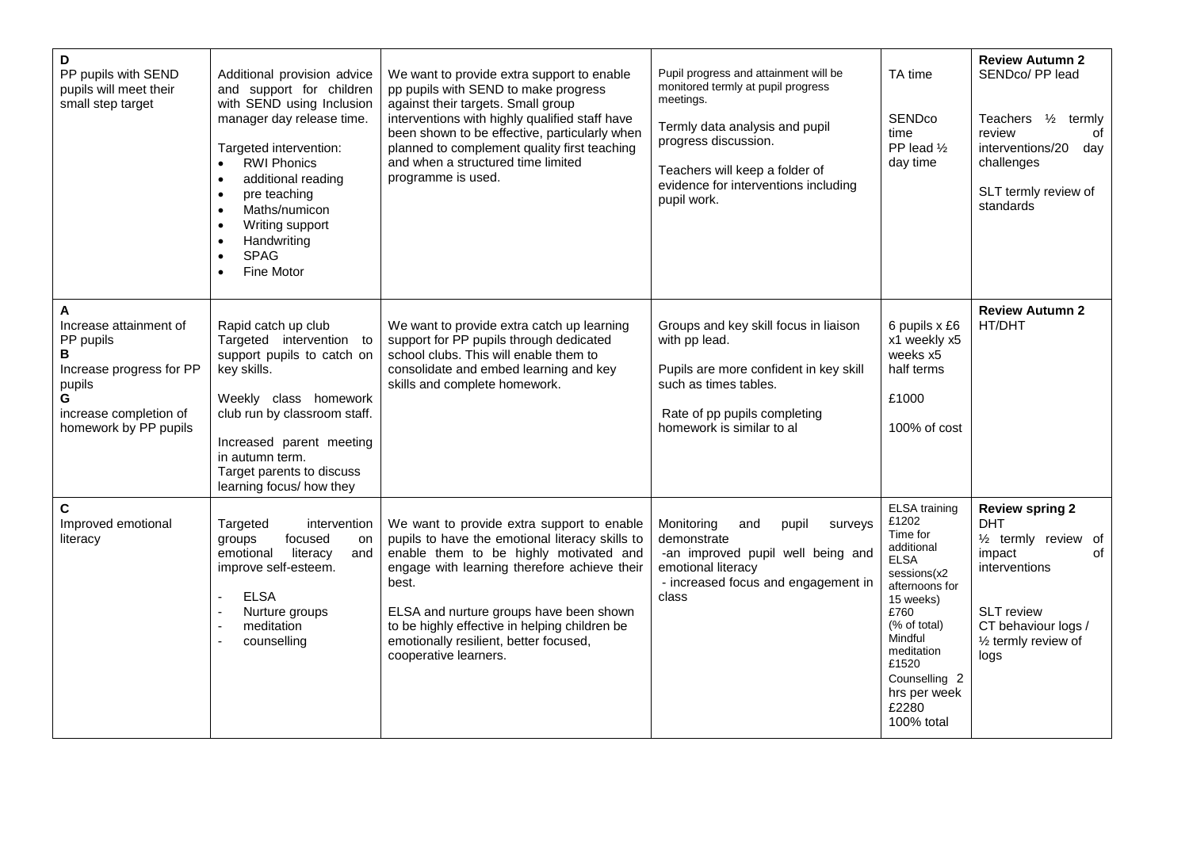| | | | | | |
|---|---|---|---|---|---|
| **D**<br>PP pupils with SEND pupils will meet their small step target | Additional provision advice and support for children with SEND using Inclusion manager day release time.<br><br>Targeted intervention:<br>• RWI Phonics<br>• additional reading<br>• pre teaching<br>• Maths/numicon<br>• Writing support<br>• Handwriting<br>• SPAG<br>• Fine Motor | We want to provide extra support to enable pp pupils with SEND to make progress against their targets. Small group interventions with highly qualified staff have been shown to be effective, particularly when planned to complement quality first teaching and when a structured time limited programme is used. | Pupil progress and attainment will be monitored termly at pupil progress meetings.<br><br>Termly data analysis and pupil progress discussion.<br><br>Teachers will keep a folder of evidence for interventions including pupil work. | TA time<br><br>SENDco time<br>PP lead ½ day time | **Review Autumn 2**<br>SENDco/ PP lead<br><br>Teachers ½ termly review of interventions/20 day challenges<br><br>SLT termly review of standards |
| **A**<br>Increase attainment of PP pupils<br>**B**<br>Increase progress for PP pupils<br>**G**<br>increase completion of homework by PP pupils | Rapid catch up club<br>Targeted intervention to support pupils to catch on key skills.<br><br>Weekly class homework club run by classroom staff.<br><br>Increased parent meeting in autumn term.<br>Target parents to discuss learning focus/ how they | We want to provide extra catch up learning support for PP pupils through dedicated school clubs. This will enable them to consolidate and embed learning and key skills and complete homework. | Groups and key skill focus in liaison with pp lead.<br><br>Pupils are more confident in key skill such as times tables.<br><br>Rate of pp pupils completing homework is similar to al | 6 pupils x £6 x1 weekly x5 weeks x5 half terms<br><br>£1000<br><br>100% of cost | **Review Autumn 2**<br>HT/DHT |
| **C**<br>Improved emotional literacy | Targeted intervention groups focused on emotional literacy and improve self-esteem.<br><br>- ELSA<br>- Nurture groups<br>- meditation<br>- counselling | We want to provide extra support to enable pupils to have the emotional literacy skills to enable them to be highly motivated and engage with learning therefore achieve their best.<br><br>ELSA and nurture groups have been shown to be highly effective in helping children be emotionally resilient, better focused, cooperative learners. | Monitoring and pupil surveys demonstrate<br>-an improved pupil well being and emotional literacy<br>- increased focus and engagement in class | ELSA training £1202<br>Time for additional ELSA sessions(x2 afternoons for 15 weeks)<br>£760<br>(% of total)<br>Mindful meditation £1520<br>Counselling 2 hrs per week £2280<br>100% total | **Review spring 2**<br>DHT<br>½ termly review of impact of interventions<br><br>SLT review<br>CT behaviour logs /<br>½ termly review of logs |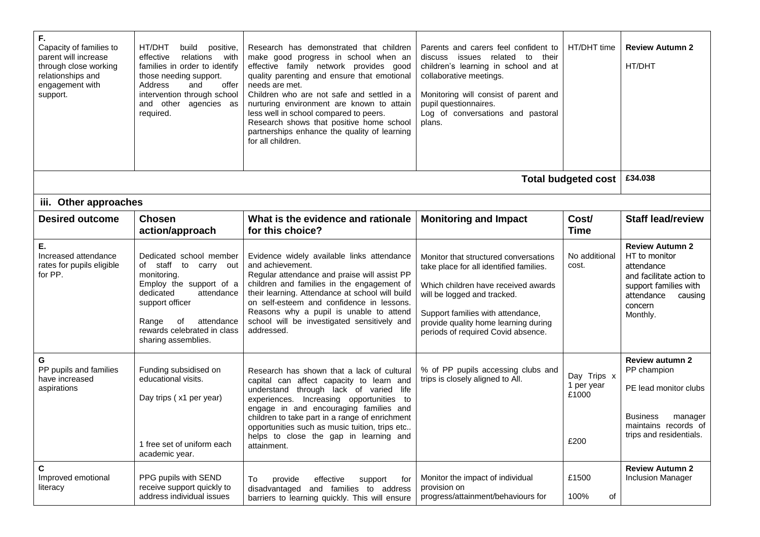| | | | | | |
|---|---|---|---|---|---|
| **F.**<br>Capacity of families to parent will increase through close working relationships and engagement with support. | HT/DHT build positive, effective relations with families in order to identify those needing support.<br>Address and offer intervention through school and other agencies as required. | Research has demonstrated that children make good progress in school when an effective family network provides good quality parenting and ensure that emotional needs are met.<br>Children who are not safe and settled in a nurturing environment are known to attain less well in school compared to peers.<br>Research shows that positive home school partnerships enhance the quality of learning for all children. | Parents and carers feel confident to discuss issues related to their children's learning in school and at collaborative meetings.<br><br>Monitoring will consist of parent and pupil questionnaires.<br>Log of conversations and pastoral plans. | HT/DHT time | **Review Autumn 2**<br><br>HT/DHT |
| | | | | **Total budgeted cost** | **£34.038** |

### iii. Other approaches

| Desired outcome | Chosen action/approach | What is the evidence and rationale for this choice? | Monitoring and Impact | Cost/ Time | Staff lead/review |
|---|---|---|---|---|---|
| **E.**<br>Increased attendance rates for pupils eligible for PP. | Dedicated school member of staff to carry out monitoring.<br>Employ the support of a dedicated attendance support officer<br><br>Range of attendance rewards celebrated in class sharing assemblies. | Evidence widely available links attendance and achievement.<br>Regular attendance and praise will assist PP children and families in the engagement of their learning. Attendance at school will build on self-esteem and confidence in lessons. Reasons why a pupil is unable to attend school will be investigated sensitively and addressed. | Monitor that structured conversations take place for all identified families.<br><br>Which children have received awards will be logged and tracked.<br><br>Support families with attendance, provide quality home learning during periods of required Covid absence. | No additional cost. | **Review Autumn 2**<br>HT to monitor attendance and facilitate action to support families with attendance causing concern<br>Monthly. |
| **G**<br>PP pupils and families have increased aspirations | Funding subsidised on educational visits.<br><br>Day trips ( x1 per year)<br><br><br><br>1 free set of uniform each academic year. | Research has shown that a lack of cultural capital can affect capacity to learn and understand through lack of varied life experiences. Increasing opportunities to engage in and encouraging families and children to take part in a range of enrichment opportunities such as music tuition, trips etc.. helps to close the gap in learning and attainment. | % of PP pupils accessing clubs and trips is closely aligned to All. | Day Trips x 1 per year £1000<br><br><br><br>£200 | **Review autumn 2**<br>PP champion<br><br>PE lead monitor clubs<br><br>Business manager maintains records of trips and residentials. |
| **C**<br>Improved emotional literacy | PPG pupils with SEND receive support quickly to address individual issues | To provide effective support for disadvantaged and families to address barriers to learning quickly. This will ensure | Monitor the impact of individual provision on progress/attainment/behaviours for | £1500<br><br>100% of | **Review Autumn 2**<br>Inclusion Manager |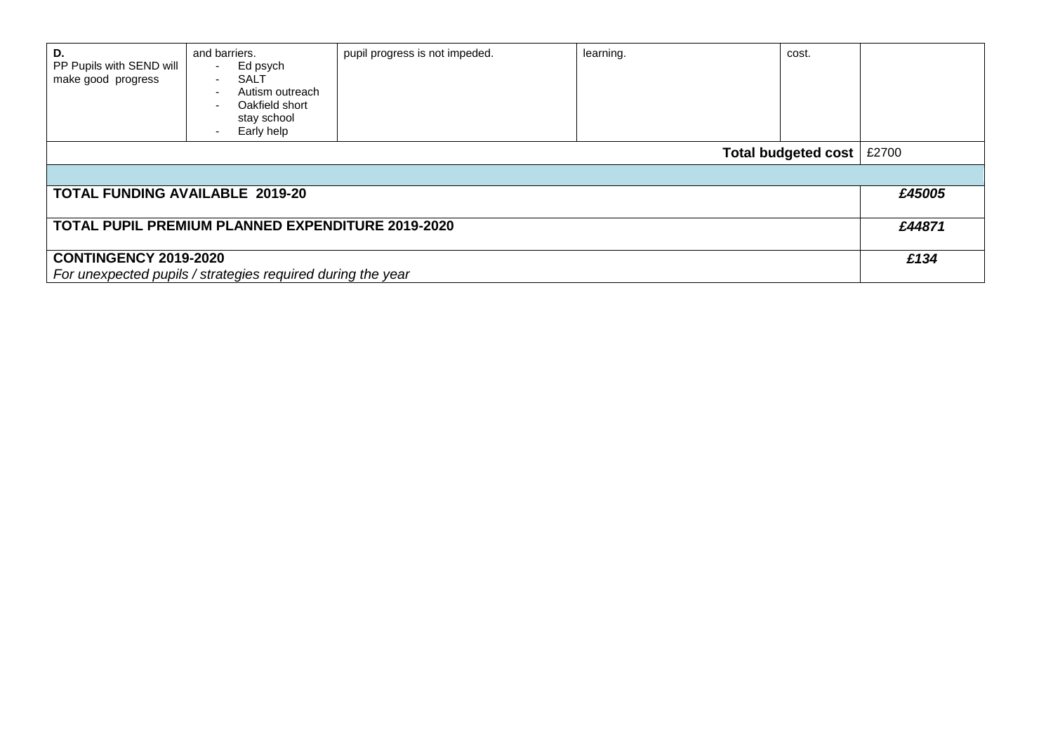| | | | | | |
|---|---|---|---|---|---|
| **D.** PP Pupils with SEND will make good progress | and barriers.<br>- Ed psych<br>- SALT<br>- Autism outreach<br>- Oakfield short stay school<br>- Early help | pupil progress is not impeded. | learning. | cost. | |
| | | | | **Total budgeted cost** | £2700 |
| | | | | | |
| **TOTAL FUNDING AVAILABLE 2019-20** | | | | | ***£45005*** |
| **TOTAL PUPIL PREMIUM PLANNED EXPENDITURE 2019-2020** | | | | | ***£44871*** |
| **CONTINGENCY 2019-2020**<br>*For unexpected pupils / strategies required during the year* | | | | | ***£134*** |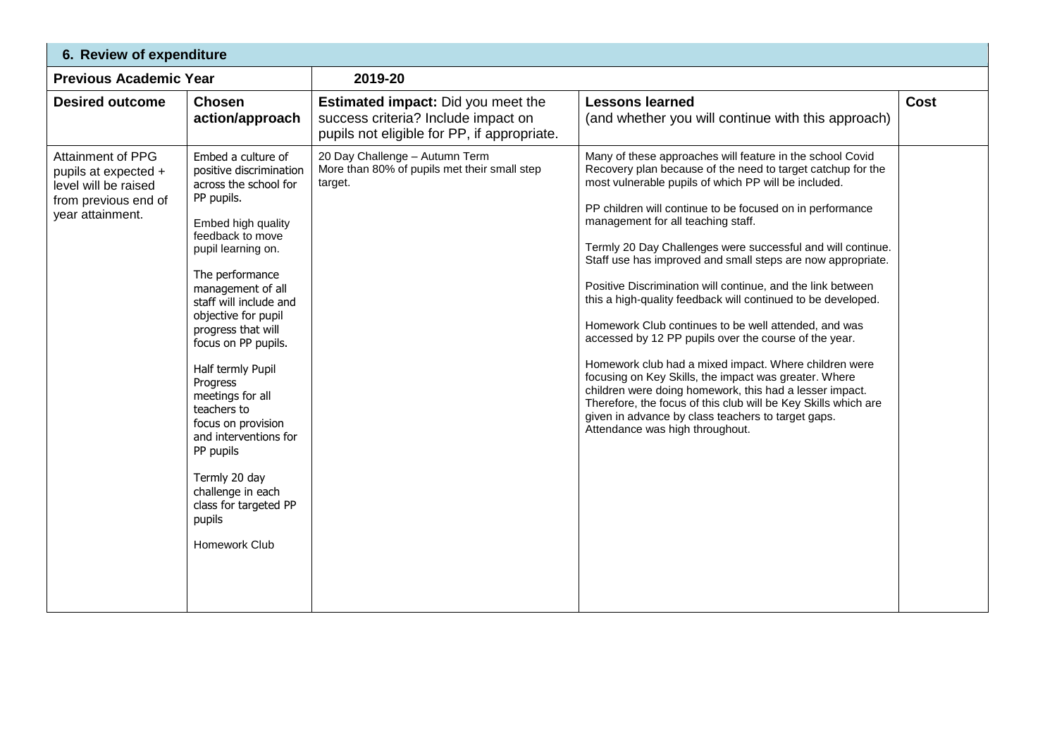## 6. Review of expenditure

| **Previous Academic Year** | | **2019-20** | | |
|---|---|---|---|---|
| **Desired outcome** | **Chosen action/approach** | **Estimated impact:** Did you meet the success criteria? Include impact on pupils not eligible for PP, if appropriate. | **Lessons learned** (and whether you will continue with this approach) | **Cost** |
| Attainment of PPG pupils at expected + level will be raised from previous end of year attainment. | Embed a culture of positive discrimination across the school for PP pupils.<br><br>Embed high quality feedback to move pupil learning on.<br><br>The performance management of all staff will include and objective for pupil progress that will focus on PP pupils.<br><br>Half termly Pupil Progress meetings for all teachers to focus on provision and interventions for PP pupils<br><br>Termly 20 day challenge in each class for targeted PP pupils<br><br>Homework Club | 20 Day Challenge – Autumn Term<br>More than 80% of pupils met their small step target. | Many of these approaches will feature in the school Covid Recovery plan because of the need to target catchup for the most vulnerable pupils of which PP will be included.<br><br>PP children will continue to be focused on in performance management for all teaching staff.<br><br>Termly 20 Day Challenges were successful and will continue. Staff use has improved and small steps are now appropriate.<br><br>Positive Discrimination will continue, and the link between this a high-quality feedback will continued to be developed.<br><br>Homework Club continues to be well attended, and was accessed by 12 PP pupils over the course of the year.<br><br>Homework club had a mixed impact. Where children were focusing on Key Skills, the impact was greater. Where children were doing homework, this had a lesser impact. Therefore, the focus of this club will be Key Skills which are given in advance by class teachers to target gaps. Attendance was high throughout. | |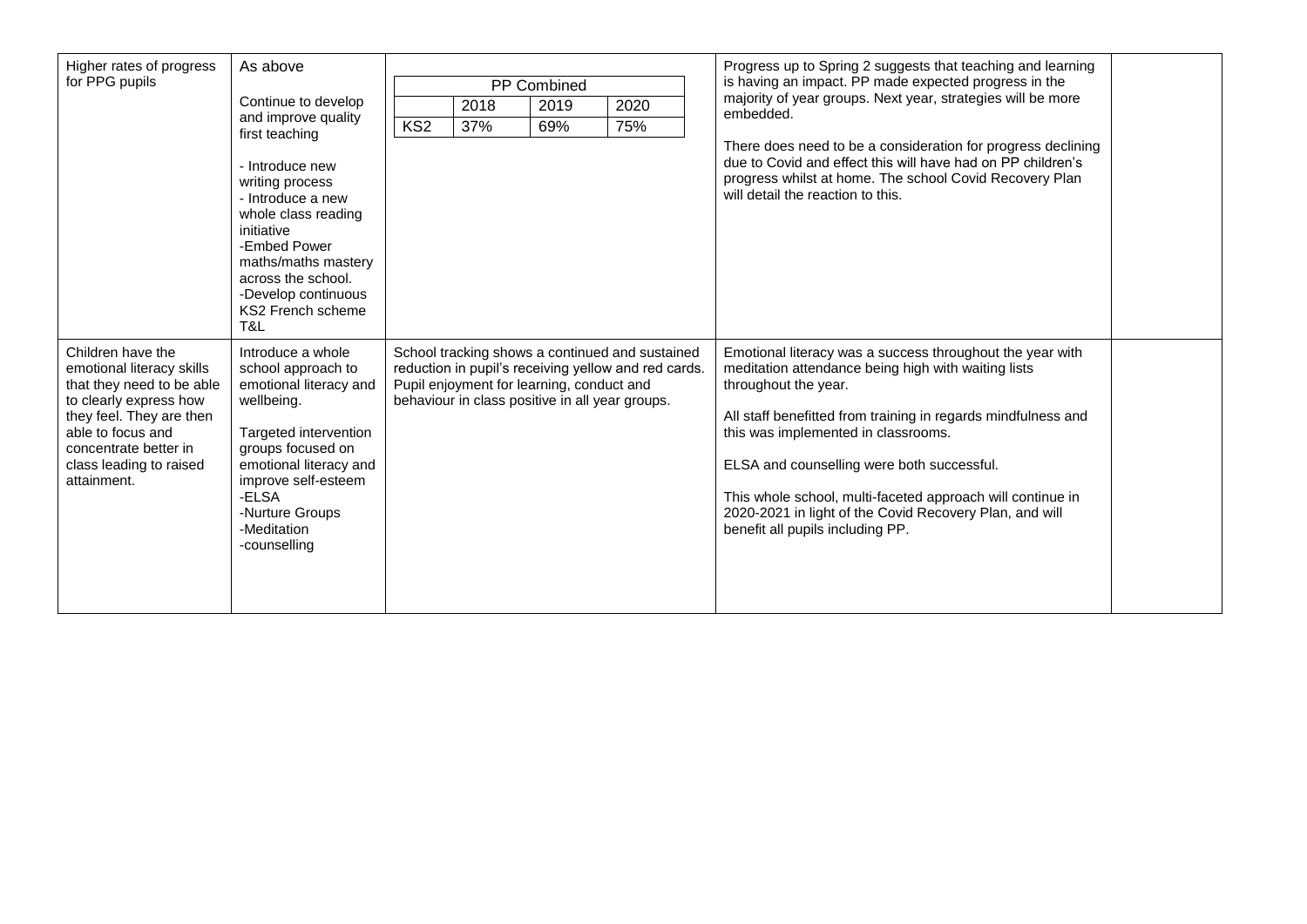| Higher rates of progress for PPG pupils | As above<br><br>Continue to develop and improve quality first teaching<br><br>- Introduce new writing process<br>- Introduce a new whole class reading initiative<br>-Embed Power maths/maths mastery across the school.<br>-Develop continuous KS2 French scheme T&L | PP Combined<br><br>&#124; &#124; 2018 &#124; 2019 &#124; 2020 &#124;<br>&#124; KS2 &#124; 37% &#124; 69% &#124; 75% &#124; | Progress up to Spring 2 suggests that teaching and learning is having an impact. PP made expected progress in the majority of year groups. Next year, strategies will be more embedded.<br><br>There does need to be a consideration for progress declining due to Covid and effect this will have had on PP children's progress whilst at home. The school Covid Recovery Plan will detail the reaction to this. | |
|---|---|---|---|---|
| Children have the emotional literacy skills that they need to be able to clearly express how they feel. They are then able to focus and concentrate better in class leading to raised attainment. | Introduce a whole school approach to emotional literacy and wellbeing.<br><br>Targeted intervention groups focused on emotional literacy and improve self-esteem<br>-ELSA<br>-Nurture Groups<br>-Meditation<br>-counselling | School tracking shows a continued and sustained reduction in pupil's receiving yellow and red cards. Pupil enjoyment for learning, conduct and behaviour in class positive in all year groups. | Emotional literacy was a success throughout the year with meditation attendance being high with waiting lists throughout the year.<br><br>All staff benefitted from training in regards mindfulness and this was implemented in classrooms.<br><br>ELSA and counselling were both successful.<br><br>This whole school, multi-faceted approach will continue in 2020-2021 in light of the Covid Recovery Plan, and will benefit all pupils including PP. | |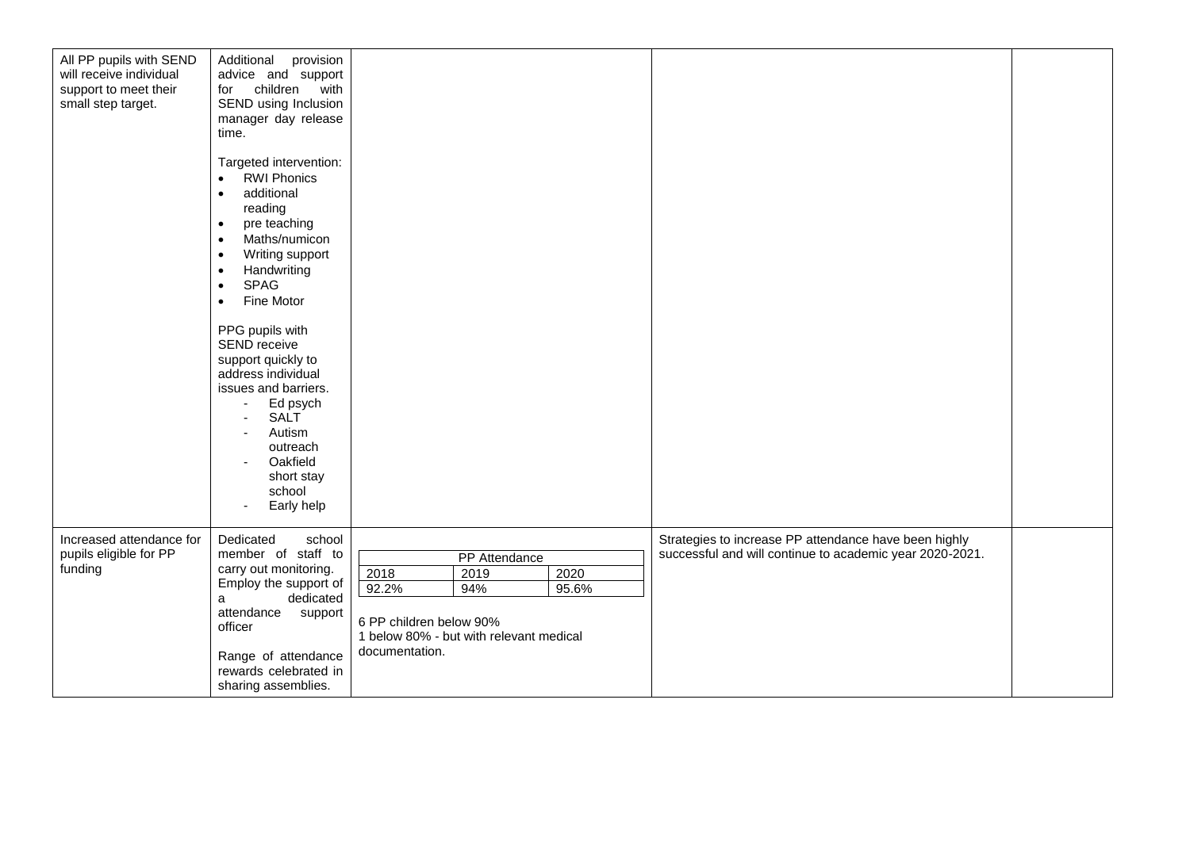| | | | | |
|---|---|---|---|---|
| All PP pupils with SEND will receive individual support to meet their small step target. | Additional provision advice and support for children with SEND using Inclusion manager day release time.<br><br>Targeted intervention:<br>• RWI Phonics<br>• additional reading<br>• pre teaching<br>• Maths/numicon<br>• Writing support<br>• Handwriting<br>• SPAG<br>• Fine Motor<br><br>PPG pupils with SEND receive support quickly to address individual issues and barriers.<br>- Ed psych<br>- SALT<br>- Autism outreach<br>- Oakfield short stay school<br>- Early help | | | |
| Increased attendance for pupils eligible for PP funding | Dedicated school member of staff to carry out monitoring. Employ the support of a dedicated attendance support officer<br><br>Range of attendance rewards celebrated in sharing assemblies. | PP Attendance<br>2018: 92.2% / 2019: 94% / 2020: 95.6%<br><br>6 PP children below 90%<br>1 below 80% - but with relevant medical documentation. | Strategies to increase PP attendance have been highly successful and will continue to academic year 2020-2021. | |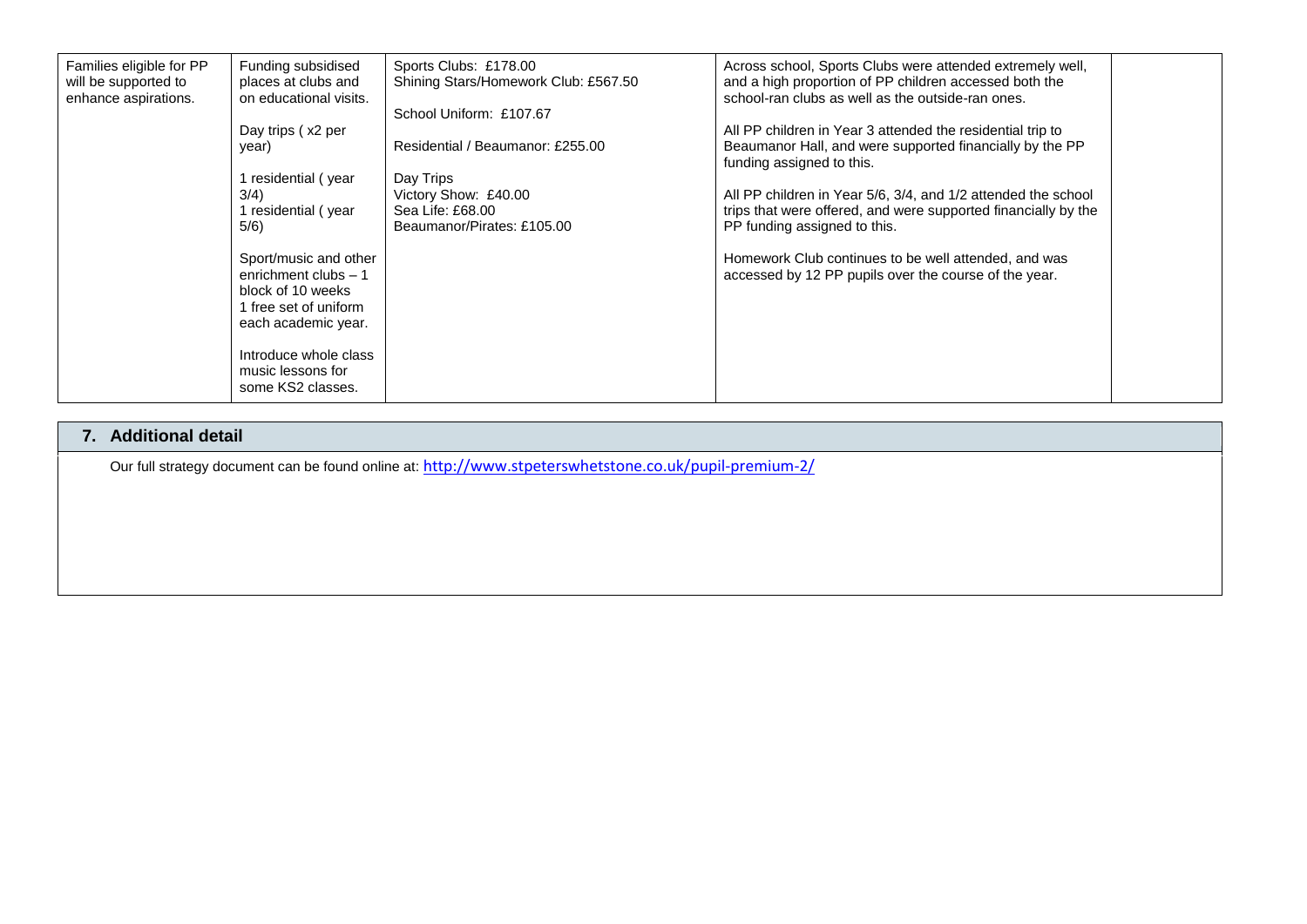| | | | | |
|---|---|---|---|---|
| Families eligible for PP will be supported to enhance aspirations. | Funding subsidised places at clubs and on educational visits.<br><br>Day trips ( x2 per year)<br><br>1 residential ( year 3/4)<br>1 residential ( year 5/6)<br><br>Sport/music and other enrichment clubs – 1 block of 10 weeks<br>1 free set of uniform each academic year.<br><br>Introduce whole class music lessons for some KS2 classes. | Sports Clubs: £178.00<br>Shining Stars/Homework Club: £567.50<br><br>School Uniform: £107.67<br><br>Residential / Beaumanor: £255.00<br><br>Day Trips<br>Victory Show: £40.00<br>Sea Life: £68.00<br>Beaumanor/Pirates: £105.00 | Across school, Sports Clubs were attended extremely well, and a high proportion of PP children accessed both the school-ran clubs as well as the outside-ran ones.<br><br>All PP children in Year 3 attended the residential trip to Beaumanor Hall, and were supported financially by the PP funding assigned to this.<br><br>All PP children in Year 5/6, 3/4, and 1/2 attended the school trips that were offered, and were supported financially by the PP funding assigned to this.<br><br>Homework Club continues to be well attended, and was accessed by 12 PP pupils over the course of the year. | |

## 7. Additional detail

Our full strategy document can be found online at: http://www.stpeterswhetstone.co.uk/pupil-premium-2/